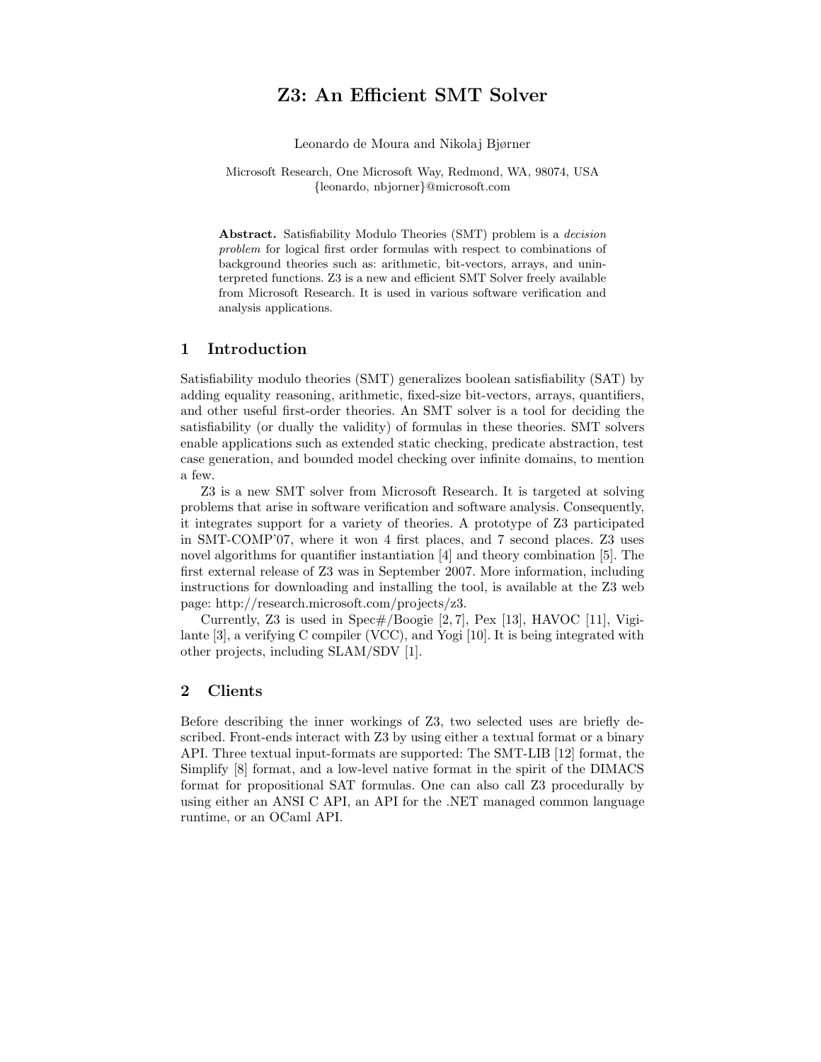# Z3: An Efficient SMT Solver

Leonardo de Moura and Nikolaj Bjørner

Microsoft Research, One Microsoft Way, Redmond, WA, 98074, USA
{leonardo, nbjorner}@microsoft.com

**Abstract.** Satisfiability Modulo Theories (SMT) problem is a *decision problem* for logical first order formulas with respect to combinations of background theories such as: arithmetic, bit-vectors, arrays, and uninterpreted functions. Z3 is a new and efficient SMT Solver freely available from Microsoft Research. It is used in various software verification and analysis applications.

## 1 Introduction

Satisfiability modulo theories (SMT) generalizes boolean satisfiability (SAT) by adding equality reasoning, arithmetic, fixed-size bit-vectors, arrays, quantifiers, and other useful first-order theories. An SMT solver is a tool for deciding the satisfiability (or dually the validity) of formulas in these theories. SMT solvers enable applications such as extended static checking, predicate abstraction, test case generation, and bounded model checking over infinite domains, to mention a few.

Z3 is a new SMT solver from Microsoft Research. It is targeted at solving problems that arise in software verification and software analysis. Consequently, it integrates support for a variety of theories. A prototype of Z3 participated in SMT-COMP'07, where it won 4 first places, and 7 second places. Z3 uses novel algorithms for quantifier instantiation [4] and theory combination [5]. The first external release of Z3 was in September 2007. More information, including instructions for downloading and installing the tool, is available at the Z3 web page: http://research.microsoft.com/projects/z3.

Currently, Z3 is used in Spec#/Boogie [2, 7], Pex [13], HAVOC [11], Vigilante [3], a verifying C compiler (VCC), and Yogi [10]. It is being integrated with other projects, including SLAM/SDV [1].

## 2 Clients

Before describing the inner workings of Z3, two selected uses are briefly described. Front-ends interact with Z3 by using either a textual format or a binary API. Three textual input-formats are supported: The SMT-LIB [12] format, the Simplify [8] format, and a low-level native format in the spirit of the DIMACS format for propositional SAT formulas. One can also call Z3 procedurally by using either an ANSI C API, an API for the .NET managed common language runtime, or an OCaml API.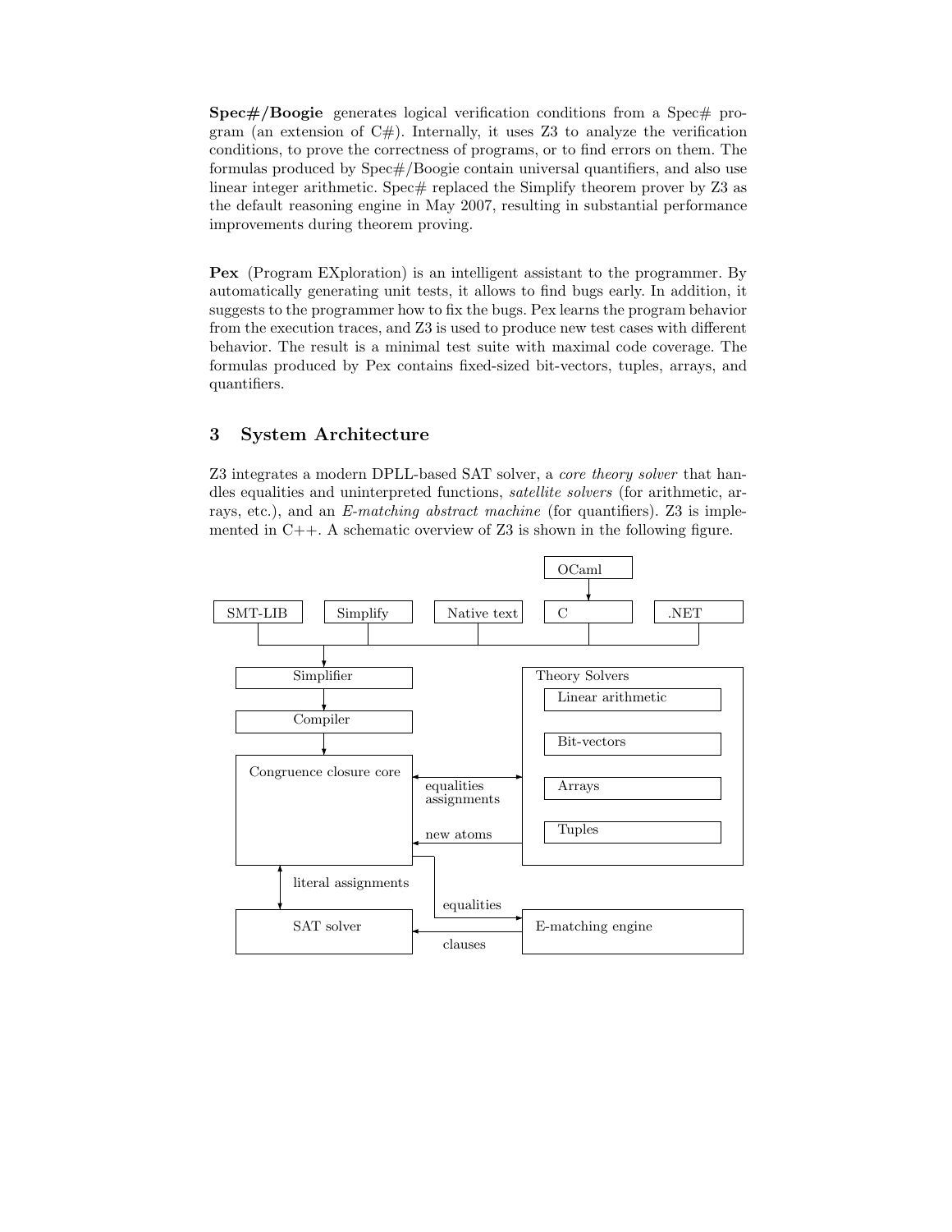**Spec#/Boogie** generates logical verification conditions from a Spec# program (an extension of C#). Internally, it uses Z3 to analyze the verification conditions, to prove the correctness of programs, or to find errors on them. The formulas produced by Spec#/Boogie contain universal quantifiers, and also use linear integer arithmetic. Spec# replaced the Simplify theorem prover by Z3 as the default reasoning engine in May 2007, resulting in substantial performance improvements during theorem proving.

**Pex** (Program EXploration) is an intelligent assistant to the programmer. By automatically generating unit tests, it allows to find bugs early. In addition, it suggests to the programmer how to fix the bugs. Pex learns the program behavior from the execution traces, and Z3 is used to produce new test cases with different behavior. The result is a minimal test suite with maximal code coverage. The formulas produced by Pex contains fixed-sized bit-vectors, tuples, arrays, and quantifiers.

## 3 System Architecture

Z3 integrates a modern DPLL-based SAT solver, a *core theory solver* that handles equalities and uninterpreted functions, *satellite solvers* (for arithmetic, arrays, etc.), and an *E-matching abstract machine* (for quantifiers). Z3 is implemented in C++. A schematic overview of Z3 is shown in the following figure.

OCaml

SMT-LIB

Simplify

Native text

C

.NET

Simplifier

Compiler

Congruence closure core

Theory Solvers

Linear arithmetic

Bit-vectors

Arrays

Tuples

equalities

assignments

new atoms

literal assignments

equalities

SAT solver

E-matching engine

clauses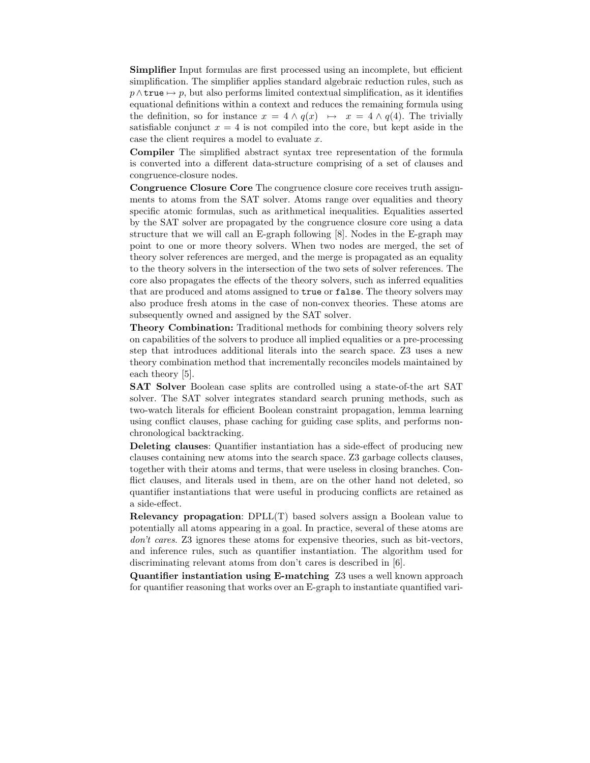**Simplifier** Input formulas are first processed using an incomplete, but efficient simplification. The simplifier applies standard algebraic reduction rules, such as $p \wedge \texttt{true} \mapsto p$, but also performs limited contextual simplification, as it identifies equational definitions within a context and reduces the remaining formula using the definition, so for instance $x = 4 \wedge q(x) \quad \mapsto \quad x = 4 \wedge q(4)$. The trivially satisfiable conjunct $x = 4$ is not compiled into the core, but kept aside in the case the client requires a model to evaluate $x$.

**Compiler** The simplified abstract syntax tree representation of the formula is converted into a different data-structure comprising of a set of clauses and congruence-closure nodes.

**Congruence Closure Core** The congruence closure core receives truth assignments to atoms from the SAT solver. Atoms range over equalities and theory specific atomic formulas, such as arithmetical inequalities. Equalities asserted by the SAT solver are propagated by the congruence closure core using a data structure that we will call an E-graph following [8]. Nodes in the E-graph may point to one or more theory solvers. When two nodes are merged, the set of theory solver references are merged, and the merge is propagated as an equality to the theory solvers in the intersection of the two sets of solver references. The core also propagates the effects of the theory solvers, such as inferred equalities that are produced and atoms assigned to `true` or `false`. The theory solvers may also produce fresh atoms in the case of non-convex theories. These atoms are subsequently owned and assigned by the SAT solver.

**Theory Combination:** Traditional methods for combining theory solvers rely on capabilities of the solvers to produce all implied equalities or a pre-processing step that introduces additional literals into the search space. Z3 uses a new theory combination method that incrementally reconciles models maintained by each theory [5].

**SAT Solver** Boolean case splits are controlled using a state-of-the art SAT solver. The SAT solver integrates standard search pruning methods, such as two-watch literals for efficient Boolean constraint propagation, lemma learning using conflict clauses, phase caching for guiding case splits, and performs non-chronological backtracking.

**Deleting clauses**: Quantifier instantiation has a side-effect of producing new clauses containing new atoms into the search space. Z3 garbage collects clauses, together with their atoms and terms, that were useless in closing branches. Conflict clauses, and literals used in them, are on the other hand not deleted, so quantifier instantiations that were useful in producing conflicts are retained as a side-effect.

**Relevancy propagation**: DPLL(T) based solvers assign a Boolean value to potentially all atoms appearing in a goal. In practice, several of these atoms are *don't cares*. Z3 ignores these atoms for expensive theories, such as bit-vectors, and inference rules, such as quantifier instantiation. The algorithm used for discriminating relevant atoms from don't cares is described in [6].

**Quantifier instantiation using E-matching** Z3 uses a well known approach for quantifier reasoning that works over an E-graph to instantiate quantified vari-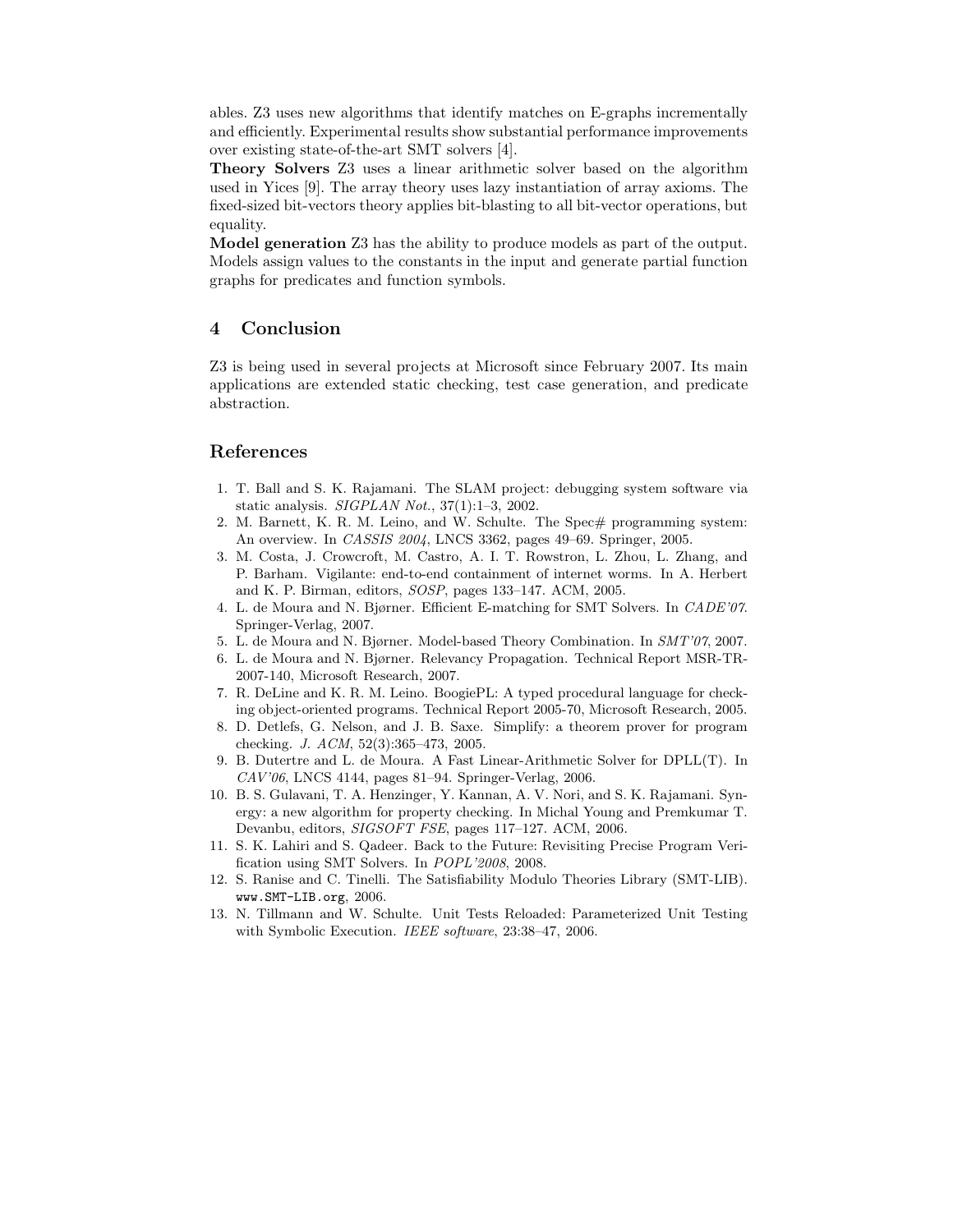ables. Z3 uses new algorithms that identify matches on E-graphs incrementally and efficiently. Experimental results show substantial performance improvements over existing state-of-the-art SMT solvers [4].

**Theory Solvers** Z3 uses a linear arithmetic solver based on the algorithm used in Yices [9]. The array theory uses lazy instantiation of array axioms. The fixed-sized bit-vectors theory applies bit-blasting to all bit-vector operations, but equality.

**Model generation** Z3 has the ability to produce models as part of the output. Models assign values to the constants in the input and generate partial function graphs for predicates and function symbols.

## 4 Conclusion

Z3 is being used in several projects at Microsoft since February 2007. Its main applications are extended static checking, test case generation, and predicate abstraction.

## References

1. T. Ball and S. K. Rajamani. The SLAM project: debugging system software via static analysis. *SIGPLAN Not.*, 37(1):1–3, 2002.
2. M. Barnett, K. R. M. Leino, and W. Schulte. The Spec# programming system: An overview. In *CASSIS 2004*, LNCS 3362, pages 49–69. Springer, 2005.
3. M. Costa, J. Crowcroft, M. Castro, A. I. T. Rowstron, L. Zhou, L. Zhang, and P. Barham. Vigilante: end-to-end containment of internet worms. In A. Herbert and K. P. Birman, editors, *SOSP*, pages 133–147. ACM, 2005.
4. L. de Moura and N. Bjørner. Efficient E-matching for SMT Solvers. In *CADE'07*. Springer-Verlag, 2007.
5. L. de Moura and N. Bjørner. Model-based Theory Combination. In *SMT'07*, 2007.
6. L. de Moura and N. Bjørner. Relevancy Propagation. Technical Report MSR-TR-2007-140, Microsoft Research, 2007.
7. R. DeLine and K. R. M. Leino. BoogiePL: A typed procedural language for checking object-oriented programs. Technical Report 2005-70, Microsoft Research, 2005.
8. D. Detlefs, G. Nelson, and J. B. Saxe. Simplify: a theorem prover for program checking. *J. ACM*, 52(3):365–473, 2005.
9. B. Dutertre and L. de Moura. A Fast Linear-Arithmetic Solver for DPLL(T). In *CAV'06*, LNCS 4144, pages 81–94. Springer-Verlag, 2006.
10. B. S. Gulavani, T. A. Henzinger, Y. Kannan, A. V. Nori, and S. K. Rajamani. Synergy: a new algorithm for property checking. In Michal Young and Premkumar T. Devanbu, editors, *SIGSOFT FSE*, pages 117–127. ACM, 2006.
11. S. K. Lahiri and S. Qadeer. Back to the Future: Revisiting Precise Program Verification using SMT Solvers. In *POPL'2008*, 2008.
12. S. Ranise and C. Tinelli. The Satisfiability Modulo Theories Library (SMT-LIB). `www.SMT-LIB.org`, 2006.
13. N. Tillmann and W. Schulte. Unit Tests Reloaded: Parameterized Unit Testing with Symbolic Execution. *IEEE software*, 23:38–47, 2006.